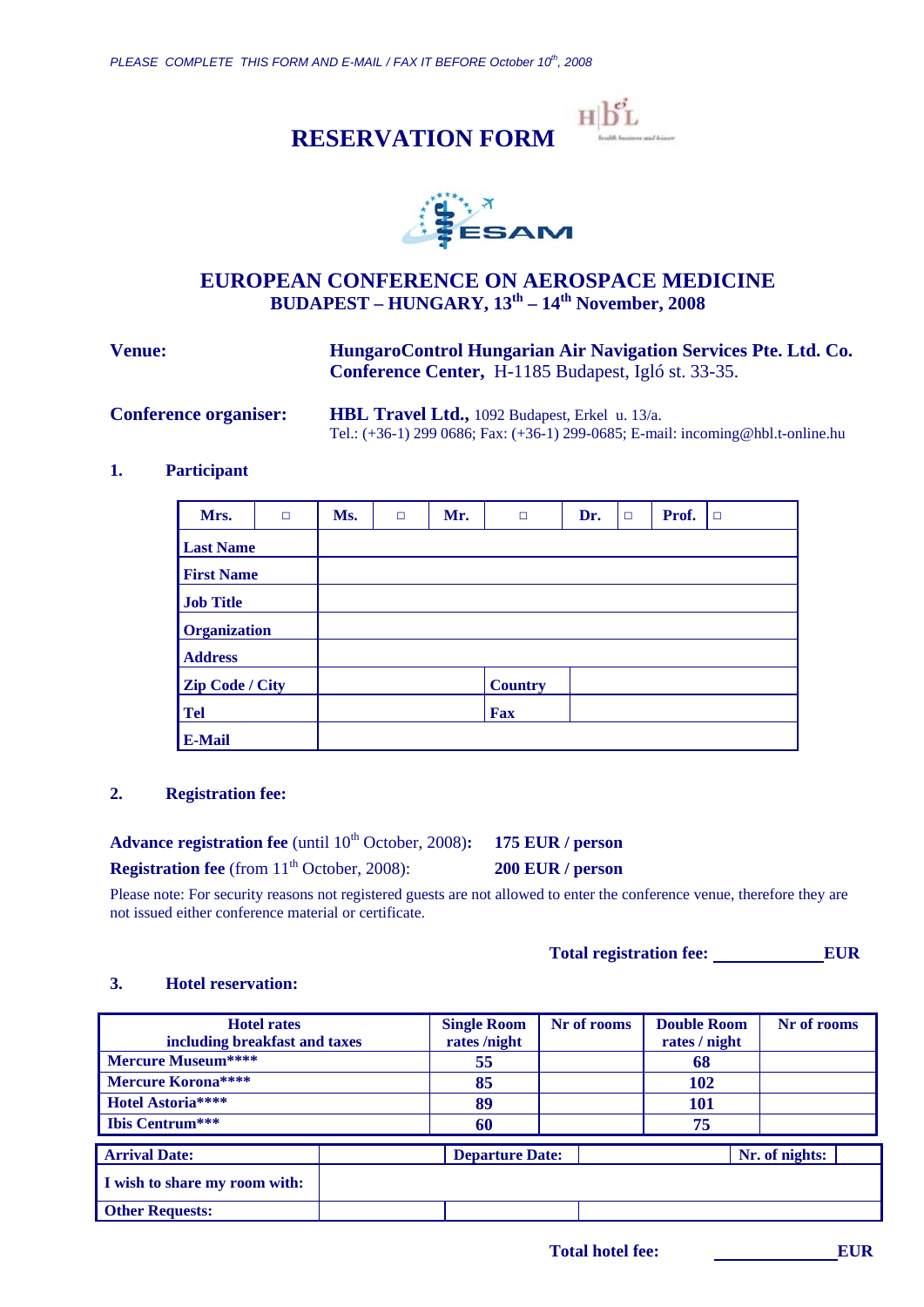*PLEASE COMPLETE THIS FORM AND E-MAIL / FAX IT BEFORE October 10th, 2008*

# RESERVATION FORM

## EUROPEAN CONFERENCE ON AEROSPACE MEDICINE
### BUDAPEST – HUNGARY, 13th – 14th November, 2008

**Venue:** **HungaroControl Hungarian Air Navigation Services Pte. Ltd. Co. Conference Center,** H-1185 Budapest, Igló st. 33-35.

**Conference organiser:** **HBL Travel Ltd.,** 1092 Budapest, Erkel u. 13/a.
Tel.: (+36-1) 299 0686; Fax: (+36-1) 299-0685; E-mail: incoming@hbl.t-online.hu

### 1. Participant

| Mrs. | □ | Ms. | □ | Mr. | □ | Dr. | □ | Prof. | □ |
|---|---|---|---|---|---|---|---|---|---|
| **Last Name** | | | | | | | | | |
| **First Name** | | | | | | | | | |
| **Job Title** | | | | | | | | | |
| **Organization** | | | | | | | | | |
| **Address** | | | | | | | | | |
| **Zip Code / City** | | | | | **Country** | | | | |
| **Tel** | | | | | **Fax** | | | | |
| **E-Mail** | | | | | | | | | |

### 2. Registration fee:

**Advance registration fee** (until 10th October, 2008)**:** **175 EUR / person**

**Registration fee** (from 11th October, 2008): **200 EUR / person**

Please note: For security reasons not registered guests are not allowed to enter the conference venue, therefore they are not issued either conference material or certificate.

**Total registration fee:** ____________ **EUR**

### 3. Hotel reservation:

| Hotel rates including breakfast and taxes | Single Room rates /night | Nr of rooms | Double Room rates / night | Nr of rooms |
|---|---|---|---|---|
| **Mercure Museum\*\*\*\*** | **55** | | **68** | |
| **Mercure Korona\*\*\*\*** | **85** | | **102** | |
| **Hotel Astoria\*\*\*\*** | **89** | | **101** | |
| **Ibis Centrum\*\*\*** | **60** | | **75** | |

| **Arrival Date:** | | **Departure Date:** | | **Nr. of nights:** | |
|---|---|---|---|---|---|
| **I wish to share my room with:** | | | | | |
| **Other Requests:** | | | | | |

**Total hotel fee:** ______________ **EUR**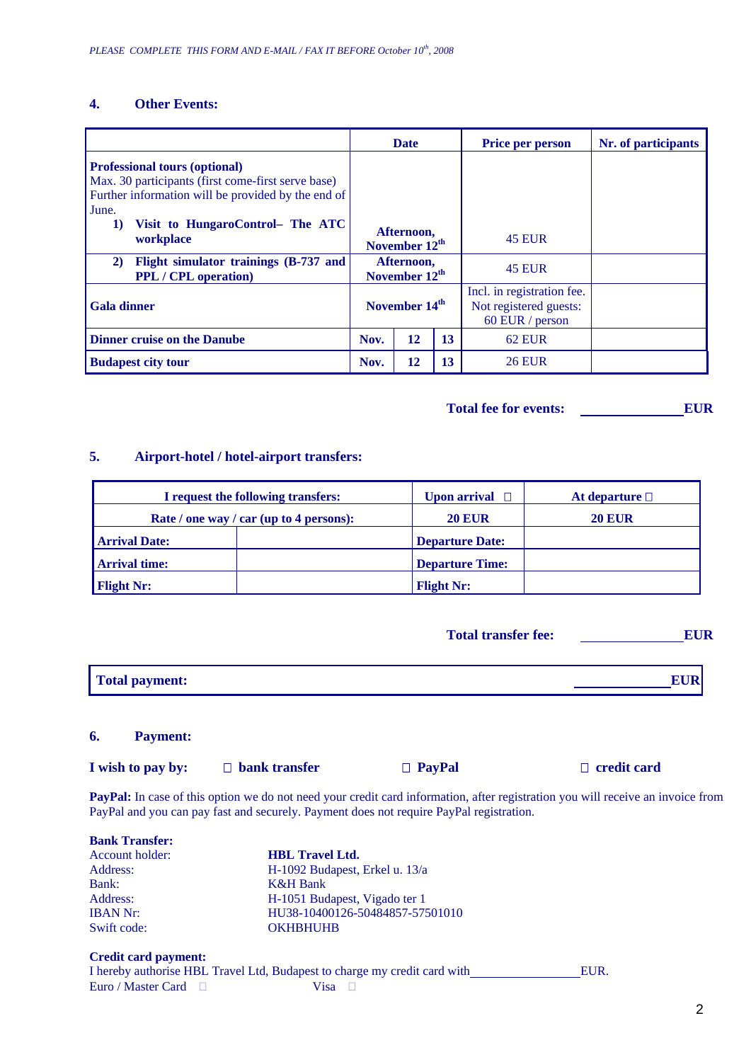*PLEASE COMPLETE THIS FORM AND E-MAIL / FAX IT BEFORE October 10th, 2008*

## 4. Other Events:

| | Date | | | Price per person | Nr. of participants |
|---|---|---|---|---|---|
| **Professional tours (optional)** Max. 30 participants (first come-first serve base) Further information will be provided by the end of June. **1) Visit to HungaroControl– The ATC workplace** | **Afternoon, November 12th** | | | 45 EUR | |
| **2) Flight simulator trainings (B-737 and PPL / CPL operation)** | **Afternoon, November 12th** | | | 45 EUR | |
| **Gala dinner** | **November 14th** | | | Incl. in registration fee. Not registered guests: 60 EUR / person | |
| **Dinner cruise on the Danube** | **Nov.** | **12** | **13** | 62 EUR | |
| **Budapest city tour** | **Nov.** | **12** | **13** | 26 EUR | |

**Total fee for events: \_\_\_\_\_\_\_\_\_\_\_\_\_\_ EUR**

## 5. Airport-hotel / hotel-airport transfers:

| **I request the following transfers:** | | **Upon arrival** ☐ | **At departure** ☐ |
|---|---|---|---|
| **Rate / one way / car (up to 4 persons):** | | **20 EUR** | **20 EUR** |
| **Arrival Date:** | | **Departure Date:** | |
| **Arrival time:** | | **Departure Time:** | |
| **Flight Nr:** | | **Flight Nr:** | |

**Total transfer fee: \_\_\_\_\_\_\_\_\_\_\_\_\_\_ EUR**

**Total payment: \_\_\_\_\_\_\_\_\_\_\_\_\_\_ EUR**

## 6. Payment:

**I wish to pay by:** ☐ **bank transfer** ☐ **PayPal** ☐ **credit card**

**PayPal:** In case of this option we do not need your credit card information, after registration you will receive an invoice from PayPal and you can pay fast and securely. Payment does not require PayPal registration.

**Bank Transfer:**

Account holder: **HBL Travel Ltd.**
Address: H-1092 Budapest, Erkel u. 13/a
Bank: K&H Bank
Address: H-1051 Budapest, Vigado ter 1
IBAN Nr: HU38-10400126-50484857-57501010
Swift code: OKHBHUHB

**Credit card payment:**

I hereby authorise HBL Travel Ltd, Budapest to charge my credit card with \_\_\_\_\_\_\_\_\_\_\_\_\_\_ EUR.
Euro / Master Card ☐ Visa ☐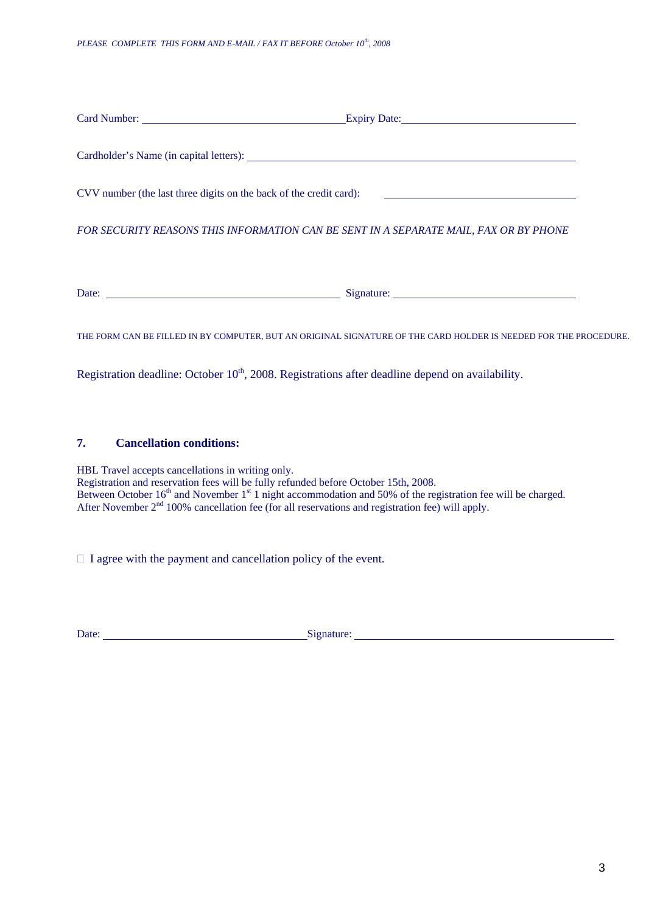*PLEASE COMPLETE THIS FORM AND E-MAIL / FAX IT BEFORE October 10th, 2008*

Card Number: \_\_\_\_\_\_\_\_\_\_\_\_\_\_\_\_\_\_\_\_\_\_\_\_\_\_\_\_ Expiry Date: \_\_\_\_\_\_\_\_\_\_\_\_\_\_\_\_\_\_\_\_\_\_\_\_\_\_\_\_

Cardholder's Name (in capital letters): \_\_\_\_\_\_\_\_\_\_\_\_\_\_\_\_\_\_\_\_\_\_\_\_\_\_\_\_\_\_\_\_\_\_\_\_\_\_\_\_

CVV number (the last three digits on the back of the credit card): \_\_\_\_\_\_\_\_\_\_\_\_\_\_\_\_\_\_\_\_\_\_\_\_

*FOR SECURITY REASONS THIS INFORMATION CAN BE SENT IN A SEPARATE MAIL, FAX OR BY PHONE*

Date: \_\_\_\_\_\_\_\_\_\_\_\_\_\_\_\_\_\_\_\_\_\_\_\_\_\_\_\_ Signature: \_\_\_\_\_\_\_\_\_\_\_\_\_\_\_\_\_\_\_\_\_\_\_\_\_\_\_\_

THE FORM CAN BE FILLED IN BY COMPUTER, BUT AN ORIGINAL SIGNATURE OF THE CARD HOLDER IS NEEDED FOR THE PROCEDURE.

Registration deadline: October 10th, 2008. Registrations after deadline depend on availability.

## 7. Cancellation conditions:

HBL Travel accepts cancellations in writing only.
Registration and reservation fees will be fully refunded before October 15th, 2008.
Between October 16th and November 1st 1 night accommodation and 50% of the registration fee will be charged.
After November 2nd 100% cancellation fee (for all reservations and registration fee) will apply.

☐ I agree with the payment and cancellation policy of the event.

Date: \_\_\_\_\_\_\_\_\_\_\_\_\_\_\_\_\_\_\_\_\_\_\_\_\_\_\_\_ Signature: \_\_\_\_\_\_\_\_\_\_\_\_\_\_\_\_\_\_\_\_\_\_\_\_\_\_\_\_